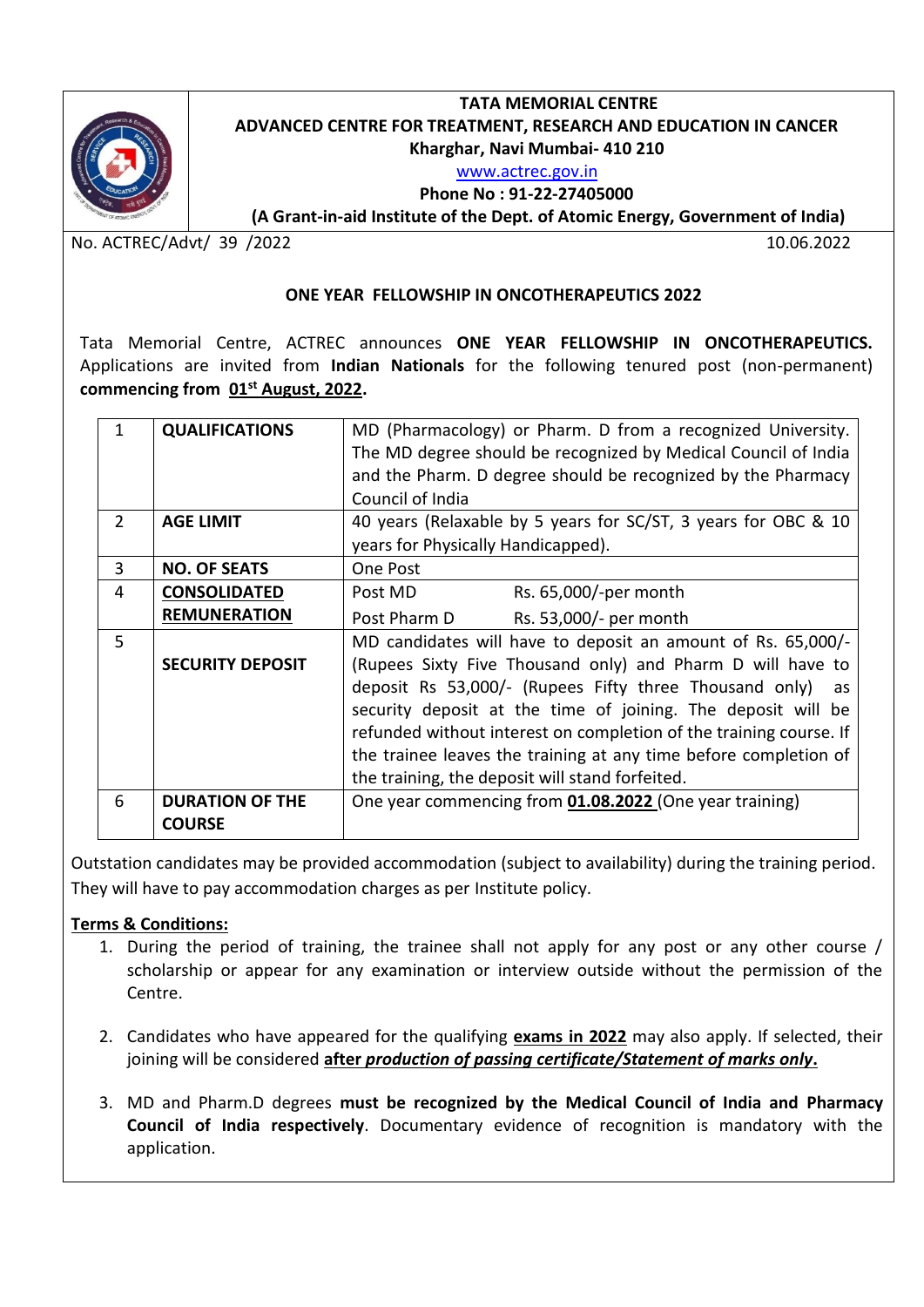**TATA MEMORIAL CENTRE**
**ADVANCED CENTRE FOR TREATMENT, RESEARCH AND EDUCATION IN CANCER**
**Kharghar, Navi Mumbai- 410 210**
www.actrec.gov.in
**Phone No : 91-22-27405000**
**(A Grant-in-aid Institute of the Dept. of Atomic Energy, Government of India)**

No. ACTREC/Advt/ 39 /2022 10.06.2022

## ONE YEAR FELLOWSHIP IN ONCOTHERAPEUTICS 2022

Tata Memorial Centre, ACTREC announces **ONE YEAR FELLOWSHIP IN ONCOTHERAPEUTICS.** Applications are invited from **Indian Nationals** for the following tenured post (non-permanent) **commencing from 01st August, 2022.**

| | | |
|---|---|---|
| 1 | **QUALIFICATIONS** | MD (Pharmacology) or Pharm. D from a recognized University. The MD degree should be recognized by Medical Council of India and the Pharm. D degree should be recognized by the Pharmacy Council of India |
| 2 | **AGE LIMIT** | 40 years (Relaxable by 5 years for SC/ST, 3 years for OBC & 10 years for Physically Handicapped). |
| 3 | **NO. OF SEATS** | One Post |
| 4 | **CONSOLIDATED REMUNERATION** | Post MD Rs. 65,000/-per month<br>Post Pharm D Rs. 53,000/- per month |
| 5 | **SECURITY DEPOSIT** | MD candidates will have to deposit an amount of Rs. 65,000/- (Rupees Sixty Five Thousand only) and Pharm D will have to deposit Rs 53,000/- (Rupees Fifty three Thousand only) as security deposit at the time of joining. The deposit will be refunded without interest on completion of the training course. If the trainee leaves the training at any time before completion of the training, the deposit will stand forfeited. |
| 6 | **DURATION OF THE COURSE** | One year commencing from **01.08.2022** (One year training) |

Outstation candidates may be provided accommodation (subject to availability) during the training period. They will have to pay accommodation charges as per Institute policy.

**Terms & Conditions:**

1. During the period of training, the trainee shall not apply for any post or any other course / scholarship or appear for any examination or interview outside without the permission of the Centre.
2. Candidates who have appeared for the qualifying **exams in 2022** may also apply. If selected, their joining will be considered **after *production of passing certificate/Statement of marks only*.**
3. MD and Pharm.D degrees **must be recognized by the Medical Council of India and Pharmacy Council of India respectively**. Documentary evidence of recognition is mandatory with the application.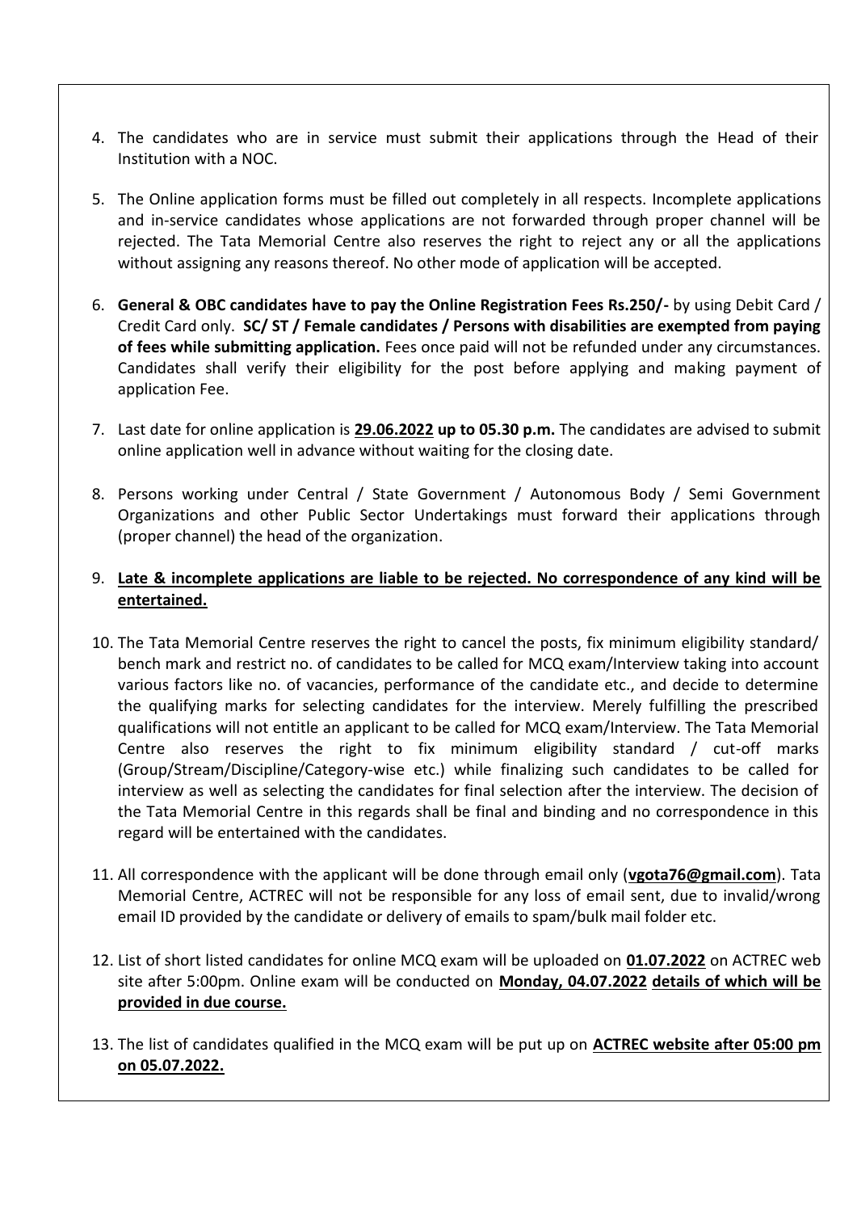4. The candidates who are in service must submit their applications through the Head of their Institution with a NOC.

5. The Online application forms must be filled out completely in all respects. Incomplete applications and in-service candidates whose applications are not forwarded through proper channel will be rejected. The Tata Memorial Centre also reserves the right to reject any or all the applications without assigning any reasons thereof. No other mode of application will be accepted.

6. **General & OBC candidates have to pay the Online Registration Fees Rs.250/-** by using Debit Card / Credit Card only. **SC/ ST / Female candidates / Persons with disabilities are exempted from paying of fees while submitting application.** Fees once paid will not be refunded under any circumstances. Candidates shall verify their eligibility for the post before applying and making payment of application Fee.

7. Last date for online application is **29.06.2022 up to 05.30 p.m.** The candidates are advised to submit online application well in advance without waiting for the closing date.

8. Persons working under Central / State Government / Autonomous Body / Semi Government Organizations and other Public Sector Undertakings must forward their applications through (proper channel) the head of the organization.

9. **Late & incomplete applications are liable to be rejected. No correspondence of any kind will be entertained.**

10. The Tata Memorial Centre reserves the right to cancel the posts, fix minimum eligibility standard/ bench mark and restrict no. of candidates to be called for MCQ exam/Interview taking into account various factors like no. of vacancies, performance of the candidate etc., and decide to determine the qualifying marks for selecting candidates for the interview. Merely fulfilling the prescribed qualifications will not entitle an applicant to be called for MCQ exam/Interview. The Tata Memorial Centre also reserves the right to fix minimum eligibility standard / cut-off marks (Group/Stream/Discipline/Category-wise etc.) while finalizing such candidates to be called for interview as well as selecting the candidates for final selection after the interview. The decision of the Tata Memorial Centre in this regards shall be final and binding and no correspondence in this regard will be entertained with the candidates.

11. All correspondence with the applicant will be done through email only (**vgota76@gmail.com**). Tata Memorial Centre, ACTREC will not be responsible for any loss of email sent, due to invalid/wrong email ID provided by the candidate or delivery of emails to spam/bulk mail folder etc.

12. List of short listed candidates for online MCQ exam will be uploaded on **01.07.2022** on ACTREC web site after 5:00pm. Online exam will be conducted on **Monday, 04.07.2022 details of which will be provided in due course.**

13. The list of candidates qualified in the MCQ exam will be put up on **ACTREC website after 05:00 pm on 05.07.2022.**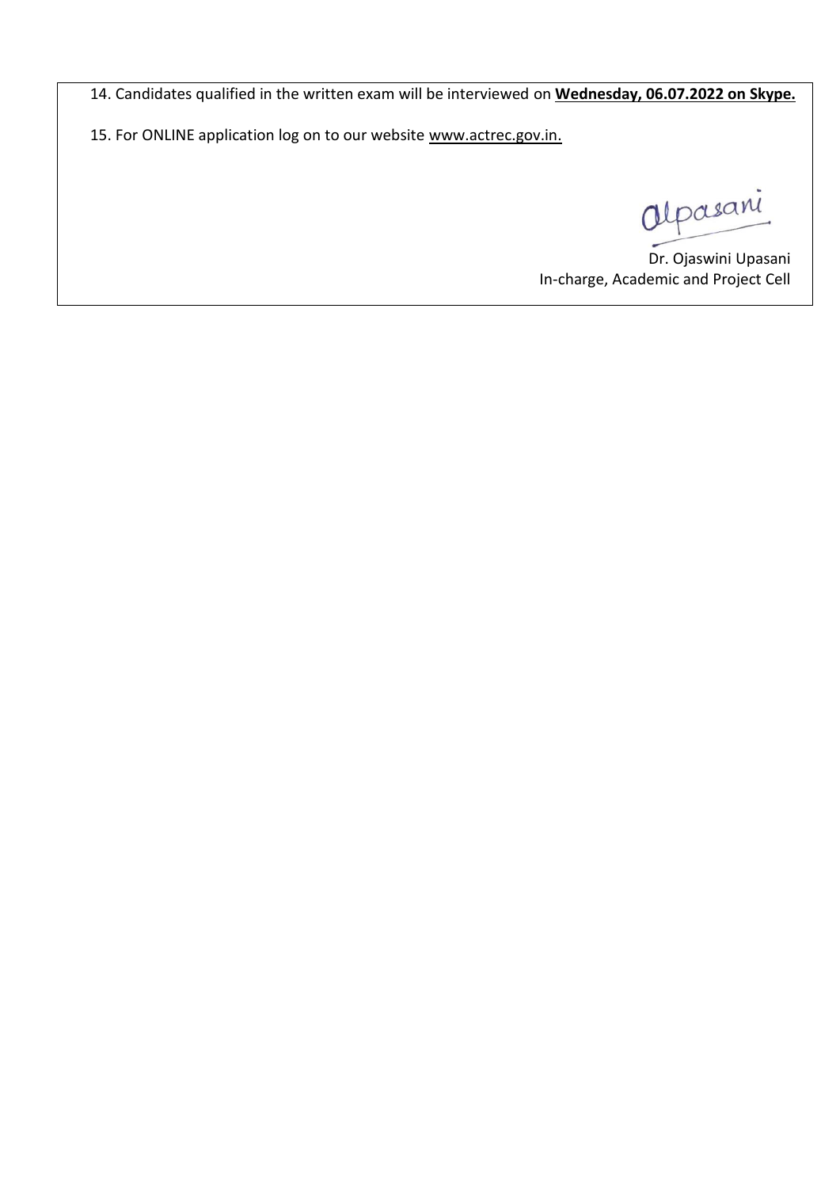14. Candidates qualified in the written exam will be interviewed on **Wednesday, 06.07.2022 on Skype.**

15. For ONLINE application log on to our website www.actrec.gov.in.

Dr. Ojaswini Upasani
In-charge, Academic and Project Cell